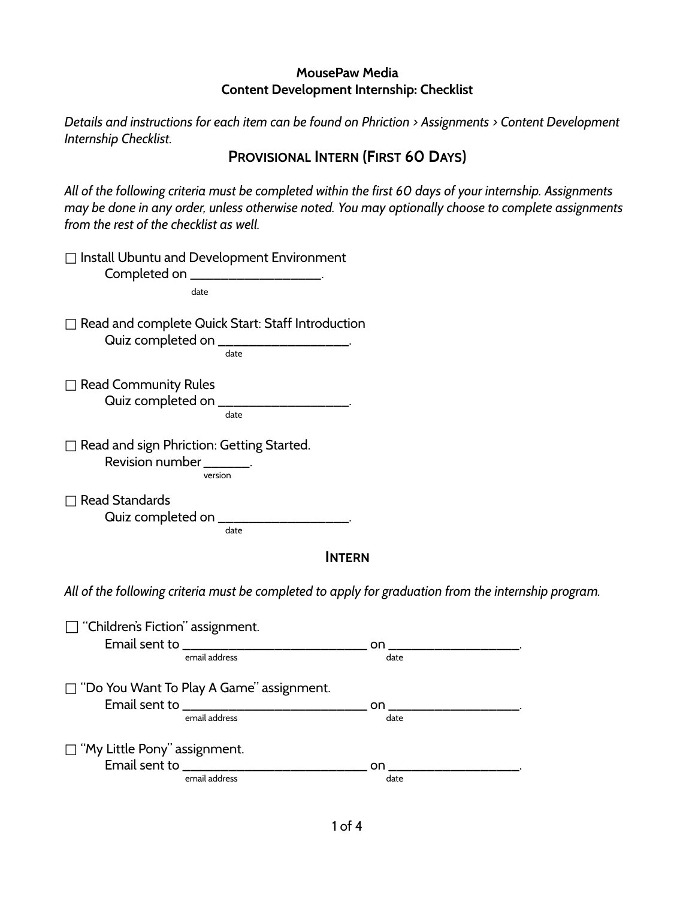**MousePaw Media**
**Content Development Internship: Checklist**

*Details and instructions for each item can be found on Phriction > Assignments > Content Development Internship Checklist.*

## Provisional Intern (First 60 Days)

*All of the following criteria must be completed within the first 60 days of your internship. Assignments may be done in any order, unless otherwise noted. You may optionally choose to complete assignments from the rest of the checklist as well.*

☐ Install Ubuntu and Development Environment
    Completed on __________________.
                            date

☐ Read and complete Quick Start: Staff Introduction
    Quiz completed on __________________.
                            date

☐ Read Community Rules
    Quiz completed on __________________.
                            date

☐ Read and sign Phriction: Getting Started.
    Revision number ______.
                            version

☐ Read Standards
    Quiz completed on __________________.
                            date

## Intern

*All of the following criteria must be completed to apply for graduation from the internship program.*

☐ "Children's Fiction" assignment.
    Email sent to __________________________ on __________________.
                            email address                            date

☐ "Do You Want To Play A Game" assignment.
    Email sent to __________________________ on __________________.
                            email address                            date

☐ "My Little Pony" assignment.
    Email sent to __________________________ on __________________.
                            email address                            date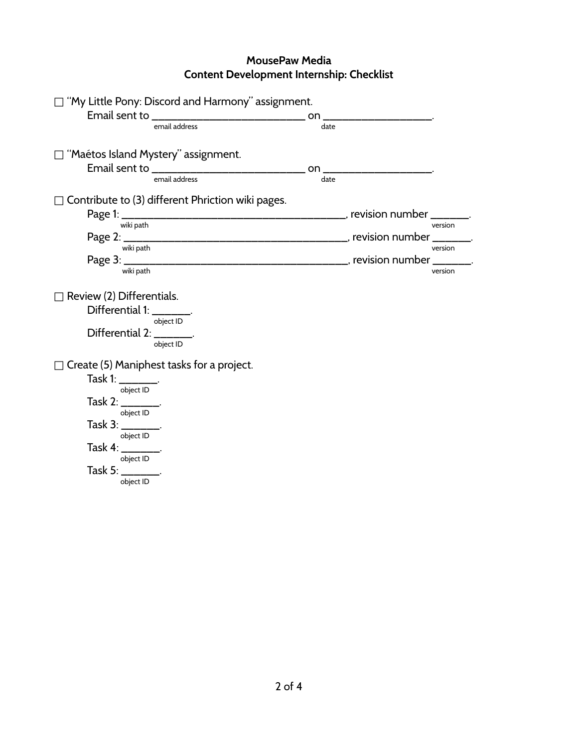**MousePaw Media**
**Content Development Internship: Checklist**

☐ "My Little Pony: Discord and Harmony" assignment.

Email sent to ____________________________ on ____________________.
(email address) (date)

☐ "Maétos Island Mystery" assignment.

Email sent to ____________________________ on ____________________.
(email address) (date)

☐ Contribute to (3) different Phriction wiki pages.

Page 1: ________________________________________, revision number _______.
(wiki path) (version)

Page 2: ________________________________________, revision number _______.
(wiki path) (version)

Page 3: ________________________________________, revision number _______.
(wiki path) (version)

☐ Review (2) Differentials.

Differential 1: _______.
(object ID)

Differential 2: _______.
(object ID)

☐ Create (5) Maniphest tasks for a project.

Task 1: _______.
(object ID)

Task 2: _______.
(object ID)

Task 3: _______.
(object ID)

Task 4: _______.
(object ID)

Task 5: _______.
(object ID)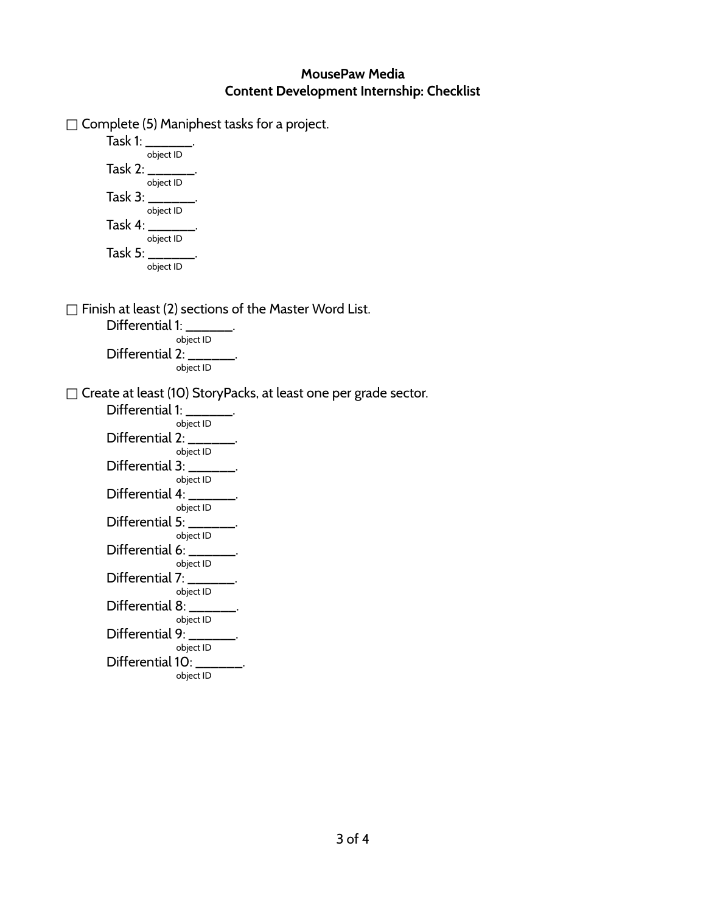**MousePaw Media**
**Content Development Internship: Checklist**

☐ Complete (5) Maniphest tasks for a project.

Task 1: _______.
object ID

Task 2: _______.
object ID

Task 3: _______.
object ID

Task 4: _______.
object ID

Task 5: _______.
object ID

☐ Finish at least (2) sections of the Master Word List.

Differential 1: _______.
object ID

Differential 2: _______.
object ID

☐ Create at least (10) StoryPacks, at least one per grade sector.

Differential 1: _______.
object ID

Differential 2: _______.
object ID

Differential 3: _______.
object ID

Differential 4: _______.
object ID

Differential 5: _______.
object ID

Differential 6: _______.
object ID

Differential 7: _______.
object ID

Differential 8: _______.
object ID

Differential 9: _______.
object ID

Differential 10: _______.
object ID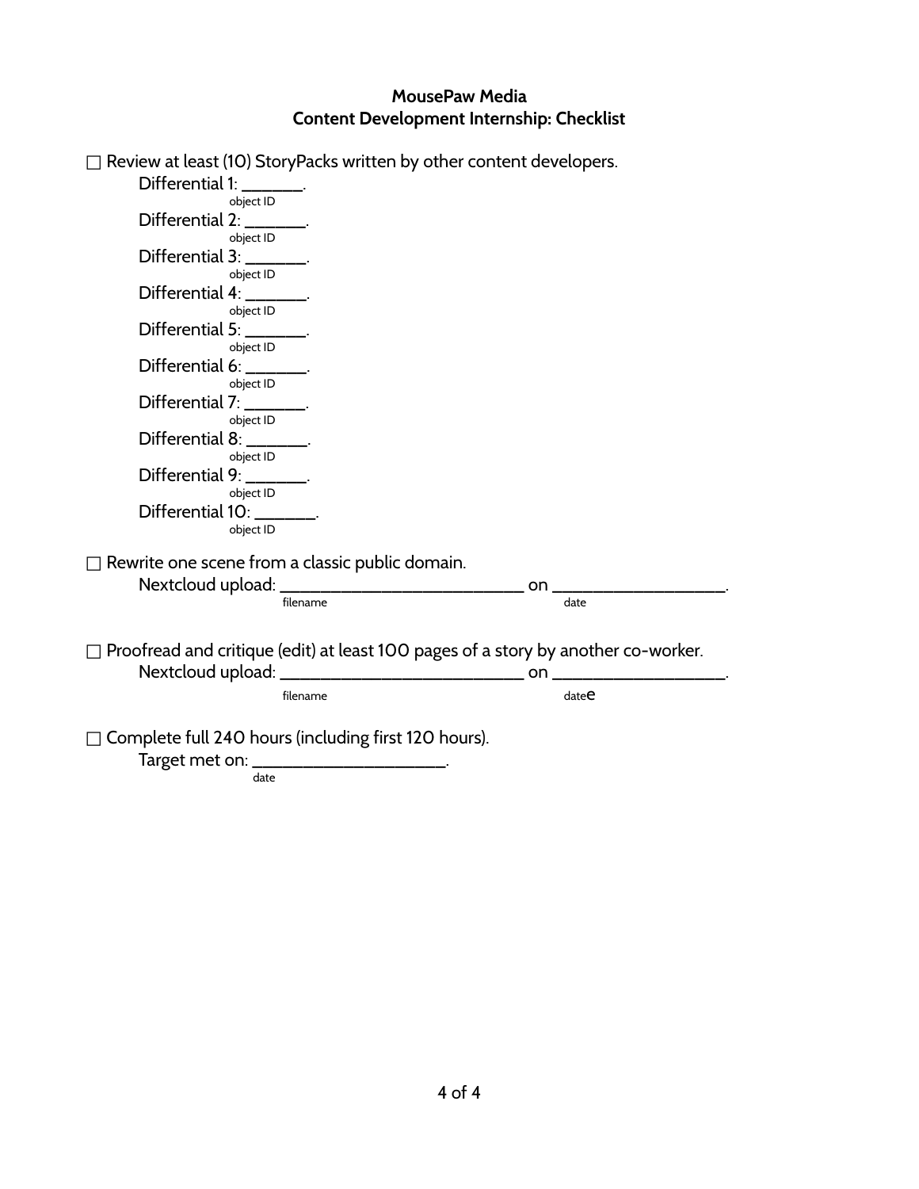**MousePaw Media**
**Content Development Internship: Checklist**

☐ Review at least (10) StoryPacks written by other content developers.

Differential 1: _______.
object ID

Differential 2: _______.
object ID

Differential 3: _______.
object ID

Differential 4: _______.
object ID

Differential 5: _______.
object ID

Differential 6: _______.
object ID

Differential 7: _______.
object ID

Differential 8: _______.
object ID

Differential 9: _______.
object ID

Differential 10: _______.
object ID

☐ Rewrite one scene from a classic public domain.

Nextcloud upload: ___________________________ on ___________________.
filename date

☐ Proofread and critique (edit) at least 100 pages of a story by another co-worker.

Nextcloud upload: ___________________________ on ___________________.
filename datee

☐ Complete full 240 hours (including first 120 hours).

Target met on: _____________________.
date